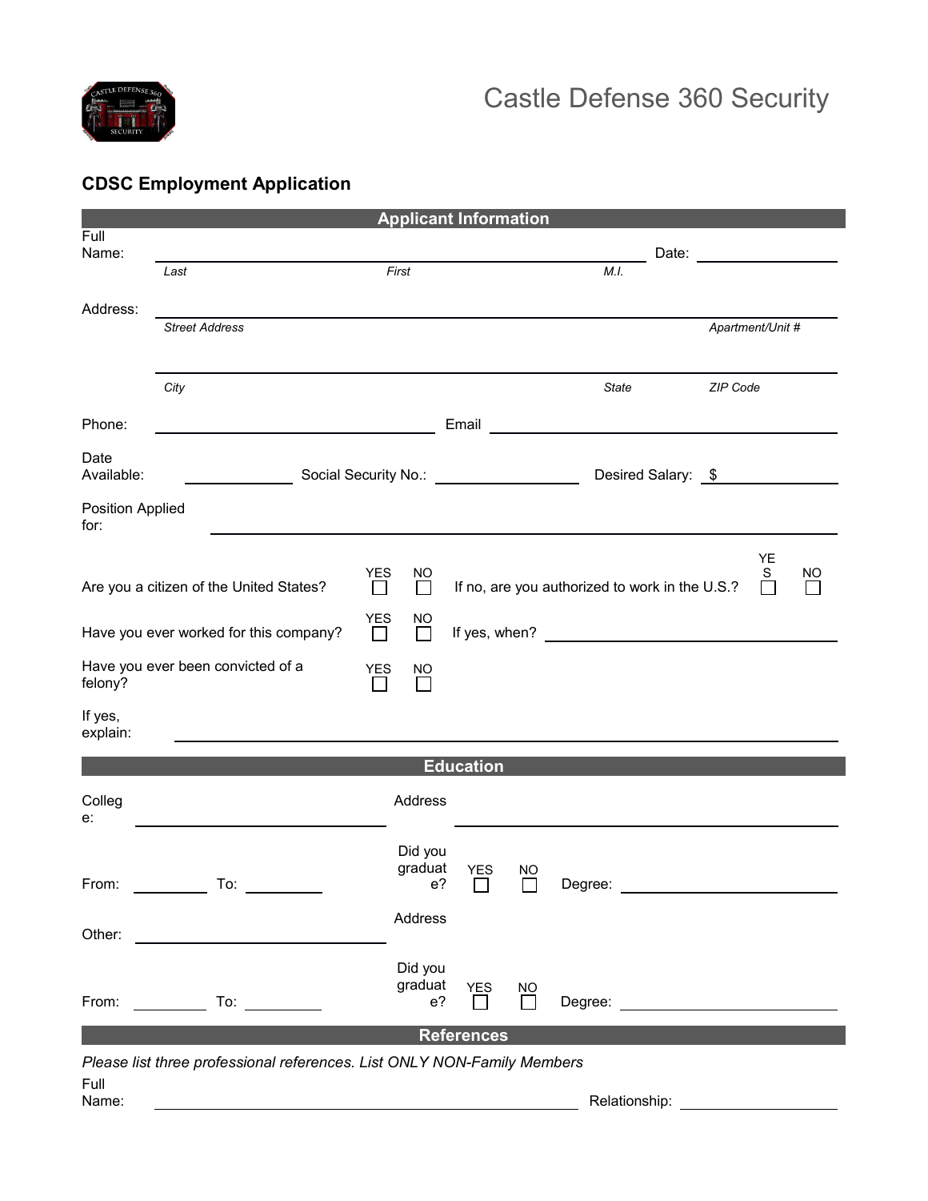# Castle Defense 360 Security

## CDSC Employment Application

### Applicant Information

Full Name: ______________________________ Date: __________

*Last* *First* *M.I.*

Address: ______________________________

*Street Address* *Apartment/Unit #*

______________________________

*City* *State* *ZIP Code*

Phone: ______________ Email ______________

Date Available: __________ Social Security No.: __________ Desired Salary: $ __________

Position Applied for: ______________________________

Are you a citizen of the United States? YES ☐ NO ☐ If no, are you authorized to work in the U.S.? YES ☐ NO ☐

Have you ever worked for this company? YES ☐ NO ☐ If yes, when? ______________

Have you ever been convicted of a felony? YES ☐ NO ☐

If yes, explain: ______________________________

### Education

College: ______________ Address ______________

From: ________ To: ________ Did you graduate? YES ☐ NO ☐ Degree: ______________

Other: ______________ Address

From: ________ To: ________ Did you graduate? YES ☐ NO ☐ Degree: ______________

### References

*Please list three professional references. List ONLY NON-Family Members*

Full Name: ______________________________ Relationship: ______________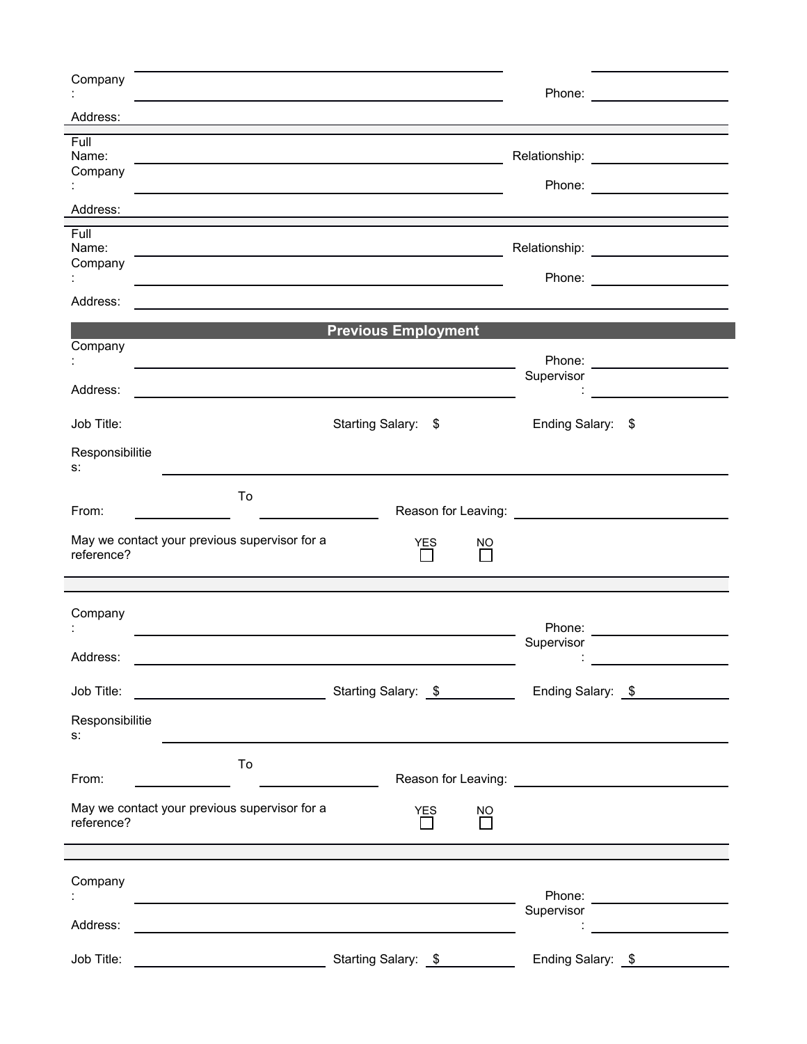Company: ______________________ Phone: ______________

Address: ______________________

Full Name: ______________________ Relationship: ______________

Company: ______________________ Phone: ______________

Address: ______________________

Full Name: ______________________ Relationship: ______________

Company: ______________________ Phone: ______________

Address: ______________________

## Previous Employment

Company: ______________________ Phone: ______________

Address: ______________________ Supervisor: ______________

Job Title: Starting Salary: $ Ending Salary: $

Responsibilities: ______________________

From: __________ To __________ Reason for Leaving: ______________

May we contact your previous supervisor for a reference? YES ☐ NO ☐

---

Company: ______________________ Phone: ______________

Address: ______________________ Supervisor: ______________

Job Title: __________ Starting Salary: $ __________ Ending Salary: $ __________

Responsibilities: ______________________

From: __________ To __________ Reason for Leaving: ______________

May we contact your previous supervisor for a reference? YES ☐ NO ☐

---

Company: ______________________ Phone: ______________

Address: ______________________ Supervisor: ______________

Job Title: __________ Starting Salary: $ __________ Ending Salary: $ __________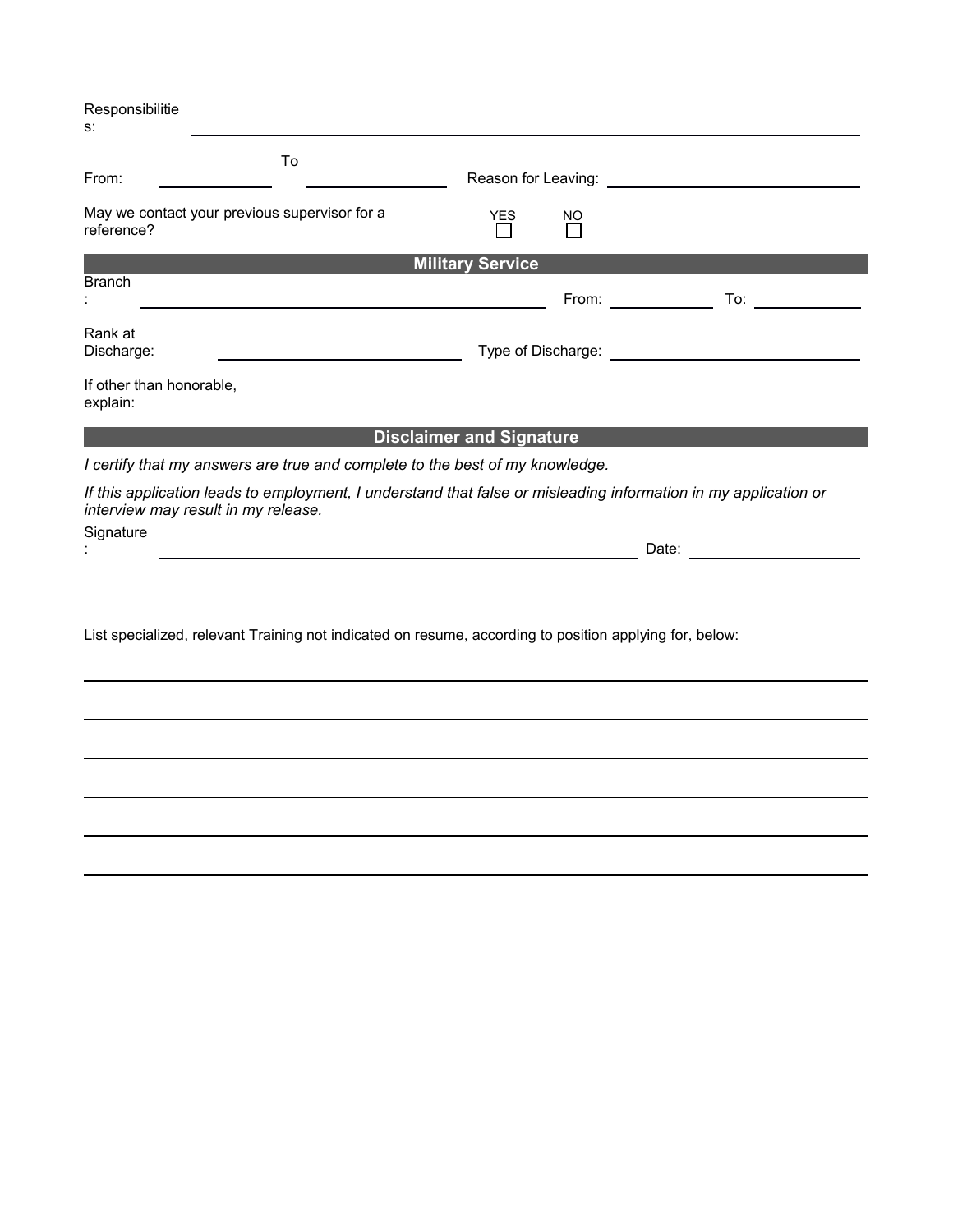Responsibilities: \_\_\_\_\_\_\_\_\_\_\_\_\_\_\_\_\_\_\_\_\_\_\_\_\_\_\_\_\_\_\_\_\_\_\_\_\_\_\_\_

From: \_\_\_\_\_\_\_\_\_\_ To \_\_\_\_\_\_\_\_\_\_ Reason for Leaving: \_\_\_\_\_\_\_\_\_\_\_\_\_\_\_\_\_\_\_\_

May we contact your previous supervisor for a reference? YES ☐ NO ☐

## Military Service

Branch: \_\_\_\_\_\_\_\_\_\_\_\_\_\_\_\_\_\_\_\_\_\_\_\_\_\_\_\_ From: \_\_\_\_\_\_\_\_\_\_ To: \_\_\_\_\_\_\_\_\_\_

Rank at Discharge: \_\_\_\_\_\_\_\_\_\_\_\_\_\_\_\_\_\_\_\_ Type of Discharge: \_\_\_\_\_\_\_\_\_\_\_\_\_\_\_\_\_\_\_\_

If other than honorable, explain: \_\_\_\_\_\_\_\_\_\_\_\_\_\_\_\_\_\_\_\_\_\_\_\_\_\_\_\_\_\_\_\_\_\_\_\_\_\_\_\_

## Disclaimer and Signature

*I certify that my answers are true and complete to the best of my knowledge.*

*If this application leads to employment, I understand that false or misleading information in my application or interview may result in my release.*

Signature: \_\_\_\_\_\_\_\_\_\_\_\_\_\_\_\_\_\_\_\_\_\_\_\_\_\_\_\_\_\_\_\_\_\_\_\_\_\_\_\_ Date: \_\_\_\_\_\_\_\_\_\_\_\_\_\_\_\_

List specialized, relevant Training not indicated on resume, according to position applying for, below:

\_\_\_\_\_\_\_\_\_\_\_\_\_\_\_\_\_\_\_\_\_\_\_\_\_\_\_\_\_\_\_\_\_\_\_\_\_\_\_\_\_\_\_\_\_\_\_\_\_\_\_\_\_\_\_\_\_\_\_\_

\_\_\_\_\_\_\_\_\_\_\_\_\_\_\_\_\_\_\_\_\_\_\_\_\_\_\_\_\_\_\_\_\_\_\_\_\_\_\_\_\_\_\_\_\_\_\_\_\_\_\_\_\_\_\_\_\_\_\_\_

\_\_\_\_\_\_\_\_\_\_\_\_\_\_\_\_\_\_\_\_\_\_\_\_\_\_\_\_\_\_\_\_\_\_\_\_\_\_\_\_\_\_\_\_\_\_\_\_\_\_\_\_\_\_\_\_\_\_\_\_

\_\_\_\_\_\_\_\_\_\_\_\_\_\_\_\_\_\_\_\_\_\_\_\_\_\_\_\_\_\_\_\_\_\_\_\_\_\_\_\_\_\_\_\_\_\_\_\_\_\_\_\_\_\_\_\_\_\_\_\_

\_\_\_\_\_\_\_\_\_\_\_\_\_\_\_\_\_\_\_\_\_\_\_\_\_\_\_\_\_\_\_\_\_\_\_\_\_\_\_\_\_\_\_\_\_\_\_\_\_\_\_\_\_\_\_\_\_\_\_\_

\_\_\_\_\_\_\_\_\_\_\_\_\_\_\_\_\_\_\_\_\_\_\_\_\_\_\_\_\_\_\_\_\_\_\_\_\_\_\_\_\_\_\_\_\_\_\_\_\_\_\_\_\_\_\_\_\_\_\_\_